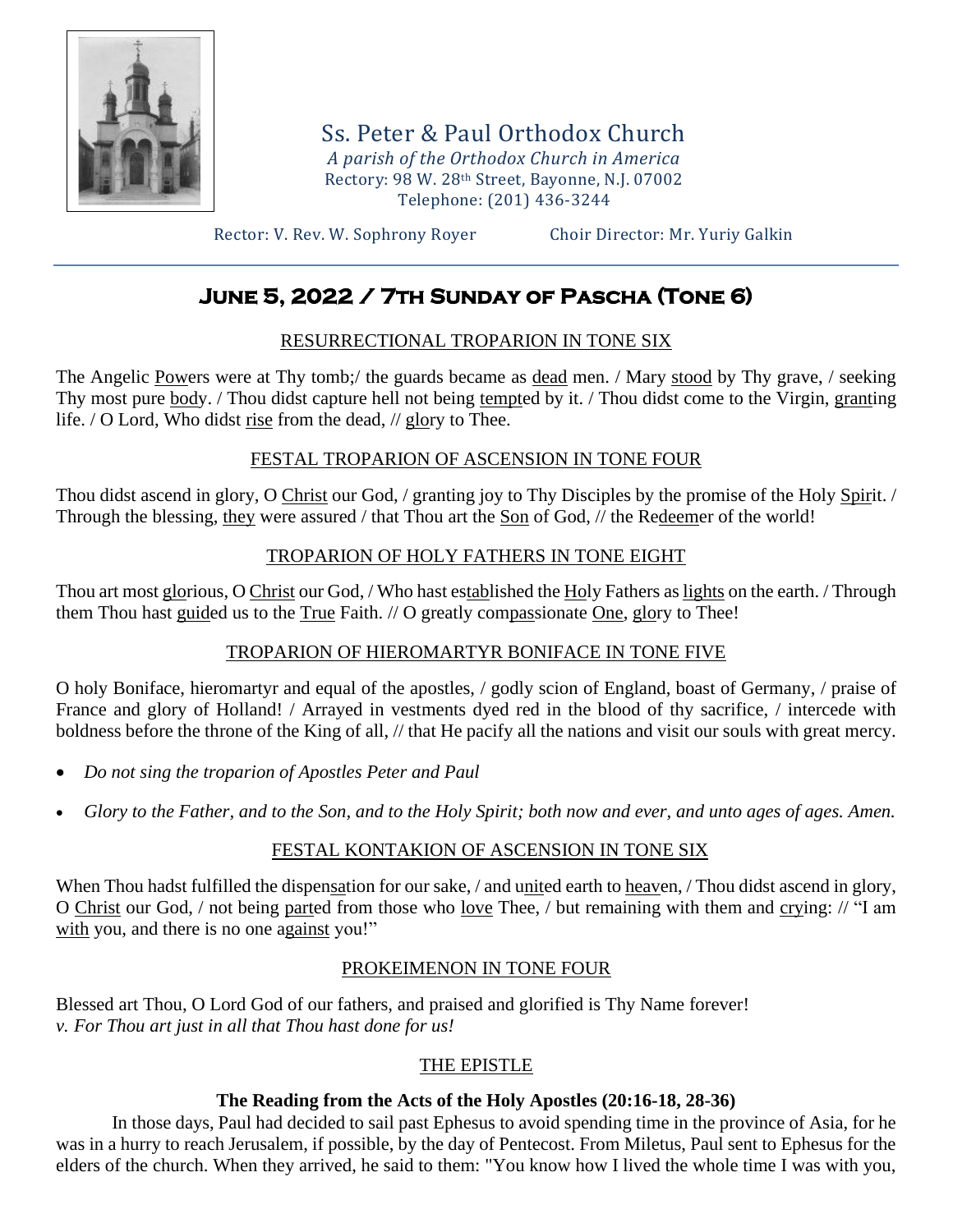# Ss. Peter & Paul Orthodox Church

*A parish of the Orthodox Church in America*
Rectory: 98 W. 28th Street, Bayonne, N.J. 07002
Telephone: (201) 436-3244

Rector: V. Rev. W. Sophrony Royer     Choir Director: Mr. Yuriy Galkin

## June 5, 2022 / 7th Sunday of Pascha (Tone 6)

### RESURRECTIONAL TROPARION IN TONE SIX

The Angelic Powers were at Thy tomb;/ the guards became as dead men. / Mary stood by Thy grave, / seeking Thy most pure body. / Thou didst capture hell not being tempted by it. / Thou didst come to the Virgin, granting life. / O Lord, Who didst rise from the dead, // glory to Thee.

### FESTAL TROPARION OF ASCENSION IN TONE FOUR

Thou didst ascend in glory, O Christ our God, / granting joy to Thy Disciples by the promise of the Holy Spirit. / Through the blessing, they were assured / that Thou art the Son of God, // the Redeemer of the world!

### TROPARION OF HOLY FATHERS IN TONE EIGHT

Thou art most glorious, O Christ our God, / Who hast established the Holy Fathers as lights on the earth. / Through them Thou hast guided us to the True Faith. // O greatly compassionate One, glory to Thee!

### TROPARION OF HIEROMARTYR BONIFACE IN TONE FIVE

O holy Boniface, hieromartyr and equal of the apostles, / godly scion of England, boast of Germany, / praise of France and glory of Holland! / Arrayed in vestments dyed red in the blood of thy sacrifice, / intercede with boldness before the throne of the King of all, // that He pacify all the nations and visit our souls with great mercy.

- *Do not sing the troparion of Apostles Peter and Paul*
- *Glory to the Father, and to the Son, and to the Holy Spirit; both now and ever, and unto ages of ages. Amen.*

### FESTAL KONTAKION OF ASCENSION IN TONE SIX

When Thou hadst fulfilled the dispensation for our sake, / and united earth to heaven, / Thou didst ascend in glory, O Christ our God, / not being parted from those who love Thee, / but remaining with them and crying: // "I am with you, and there is no one against you!"

### PROKEIMENON IN TONE FOUR

Blessed art Thou, O Lord God of our fathers, and praised and glorified is Thy Name forever!
*v. For Thou art just in all that Thou hast done for us!*

### THE EPISTLE

**The Reading from the Acts of the Holy Apostles (20:16-18, 28-36)**

In those days, Paul had decided to sail past Ephesus to avoid spending time in the province of Asia, for he was in a hurry to reach Jerusalem, if possible, by the day of Pentecost. From Miletus, Paul sent to Ephesus for the elders of the church. When they arrived, he said to them: "You know how I lived the whole time I was with you,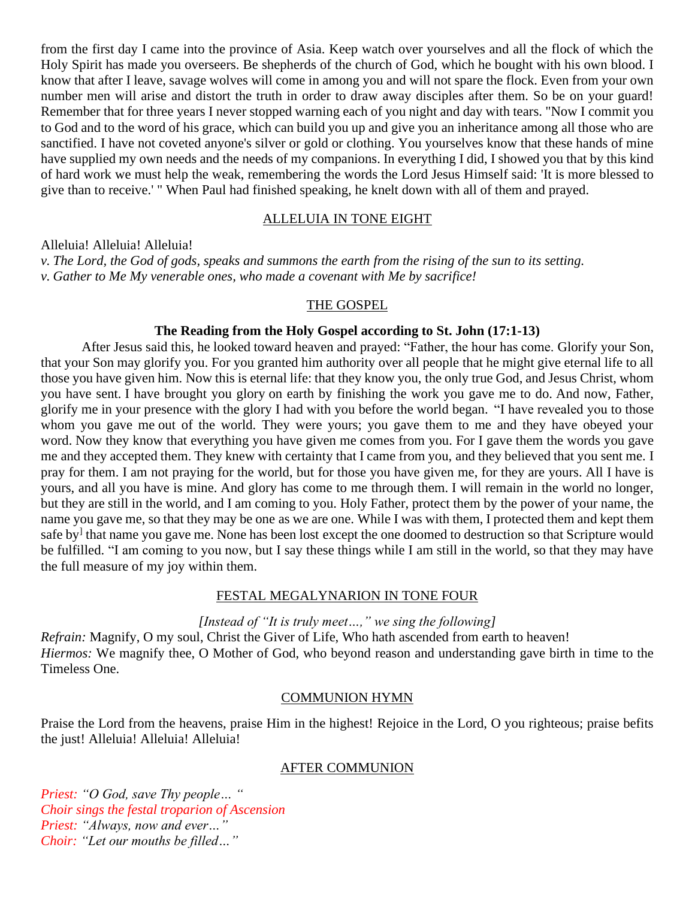from the first day I came into the province of Asia. Keep watch over yourselves and all the flock of which the Holy Spirit has made you overseers. Be shepherds of the church of God, which he bought with his own blood. I know that after I leave, savage wolves will come in among you and will not spare the flock. Even from your own number men will arise and distort the truth in order to draw away disciples after them. So be on your guard! Remember that for three years I never stopped warning each of you night and day with tears. "Now I commit you to God and to the word of his grace, which can build you up and give you an inheritance among all those who are sanctified. I have not coveted anyone's silver or gold or clothing. You yourselves know that these hands of mine have supplied my own needs and the needs of my companions. In everything I did, I showed you that by this kind of hard work we must help the weak, remembering the words the Lord Jesus Himself said: 'It is more blessed to give than to receive.' " When Paul had finished speaking, he knelt down with all of them and prayed.

## ALLELUIA IN TONE EIGHT

Alleluia! Alleluia! Alleluia!
*v. The Lord, the God of gods, speaks and summons the earth from the rising of the sun to its setting.*
*v. Gather to Me My venerable ones, who made a covenant with Me by sacrifice!*

## THE GOSPEL

**The Reading from the Holy Gospel according to St. John (17:1-13)**

After Jesus said this, he looked toward heaven and prayed: "Father, the hour has come. Glorify your Son, that your Son may glorify you. For you granted him authority over all people that he might give eternal life to all those you have given him. Now this is eternal life: that they know you, the only true God, and Jesus Christ, whom you have sent. I have brought you glory on earth by finishing the work you gave me to do. And now, Father, glorify me in your presence with the glory I had with you before the world began. "I have revealed you to those whom you gave me out of the world. They were yours; you gave them to me and they have obeyed your word. Now they know that everything you have given me comes from you. For I gave them the words you gave me and they accepted them. They knew with certainty that I came from you, and they believed that you sent me. I pray for them. I am not praying for the world, but for those you have given me, for they are yours. All I have is yours, and all you have is mine. And glory has come to me through them. I will remain in the world no longer, but they are still in the world, and I am coming to you. Holy Father, protect them by the power of your name, the name you gave me, so that they may be one as we are one. While I was with them, I protected them and kept them safe by] that name you gave me. None has been lost except the one doomed to destruction so that Scripture would be fulfilled. "I am coming to you now, but I say these things while I am still in the world, so that they may have the full measure of my joy within them.

## FESTAL MEGALYNARION IN TONE FOUR

*[Instead of "It is truly meet…," we sing the following]*

*Refrain:* Magnify, O my soul, Christ the Giver of Life, Who hath ascended from earth to heaven!
*Hiermos:* We magnify thee, O Mother of God, who beyond reason and understanding gave birth in time to the Timeless One.

## COMMUNION HYMN

Praise the Lord from the heavens, praise Him in the highest! Rejoice in the Lord, O you righteous; praise befits the just! Alleluia! Alleluia! Alleluia!

## AFTER COMMUNION

*Priest: "O God, save Thy people… "*
*Choir sings the festal troparion of Ascension*
*Priest: "Always, now and ever…"*
*Choir: "Let our mouths be filled…"*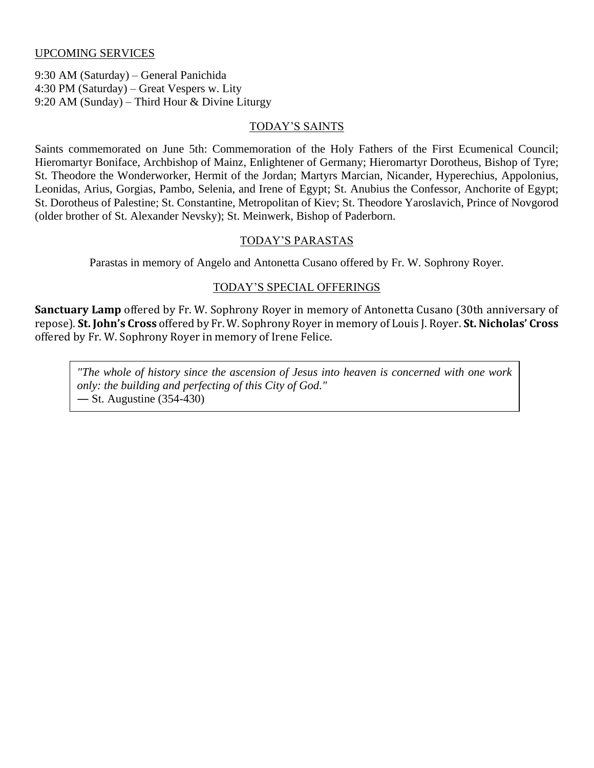## UPCOMING SERVICES

9:30 AM (Saturday) – General Panichida
4:30 PM (Saturday) – Great Vespers w. Lity
9:20 AM (Sunday) – Third Hour & Divine Liturgy

## TODAY'S SAINTS

Saints commemorated on June 5th: Commemoration of the Holy Fathers of the First Ecumenical Council; Hieromartyr Boniface, Archbishop of Mainz, Enlightener of Germany; Hieromartyr Dorotheus, Bishop of Tyre; St. Theodore the Wonderworker, Hermit of the Jordan; Martyrs Marcian, Nicander, Hyperechius, Appolonius, Leonidas, Arius, Gorgias, Pambo, Selenia, and Irene of Egypt; St. Anubius the Confessor, Anchorite of Egypt; St. Dorotheus of Palestine; St. Constantine, Metropolitan of Kiev; St. Theodore Yaroslavich, Prince of Novgorod (older brother of St. Alexander Nevsky); St. Meinwerk, Bishop of Paderborn.

## TODAY'S PARASTAS

Parastas in memory of Angelo and Antonetta Cusano offered by Fr. W. Sophrony Royer.

## TODAY'S SPECIAL OFFERINGS

**Sanctuary Lamp** offered by Fr. W. Sophrony Royer in memory of Antonetta Cusano (30th anniversary of repose). **St. John's Cross** offered by Fr. W. Sophrony Royer in memory of Louis J. Royer. **St. Nicholas' Cross** offered by Fr. W. Sophrony Royer in memory of Irene Felice.

> *"The whole of history since the ascension of Jesus into heaven is concerned with one work only: the building and perfecting of this City of God."*
> ― St. Augustine (354-430)